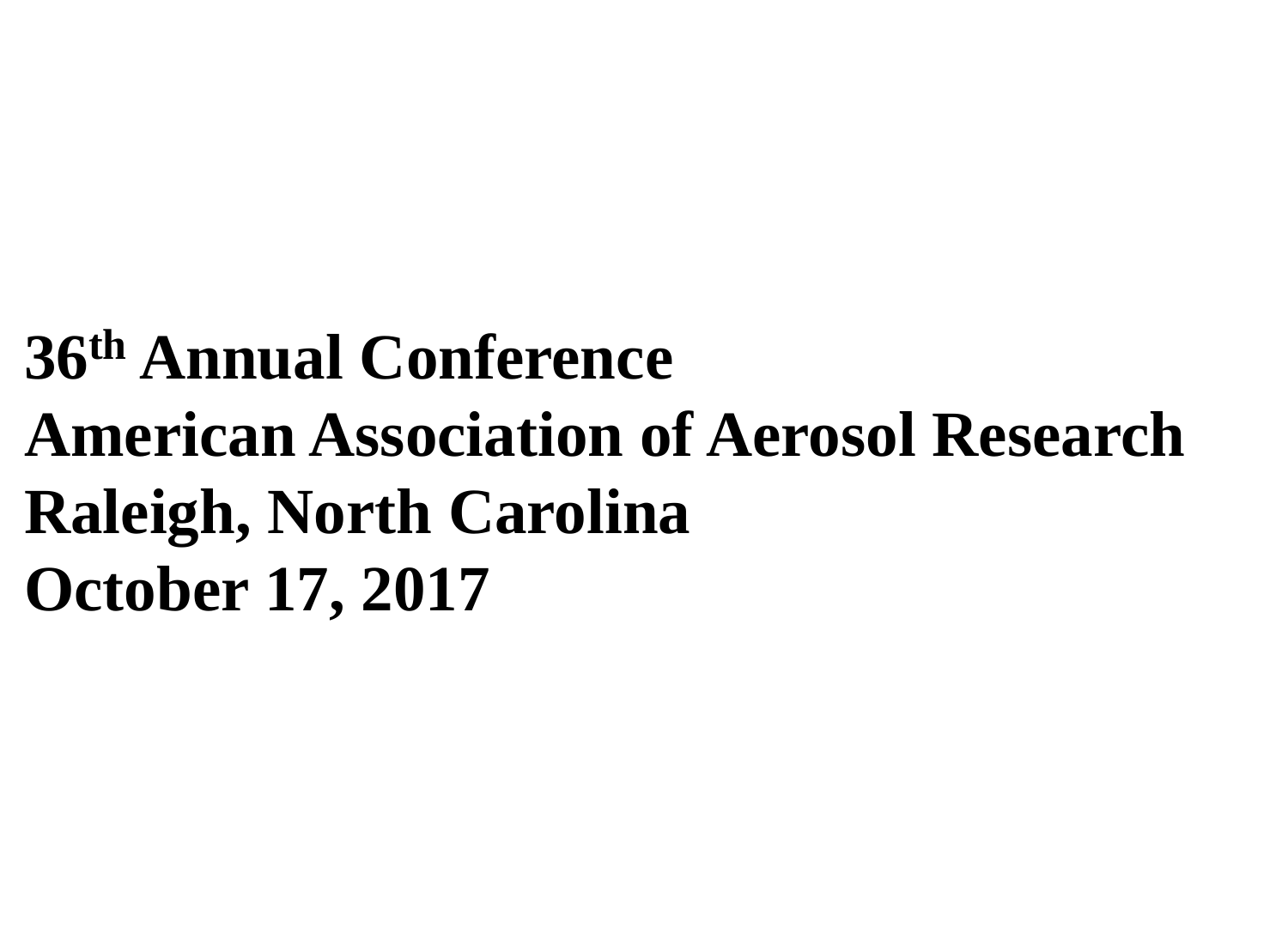**36th Annual Conference**
**American Association of Aerosol Research**
**Raleigh, North Carolina**
**October 17, 2017**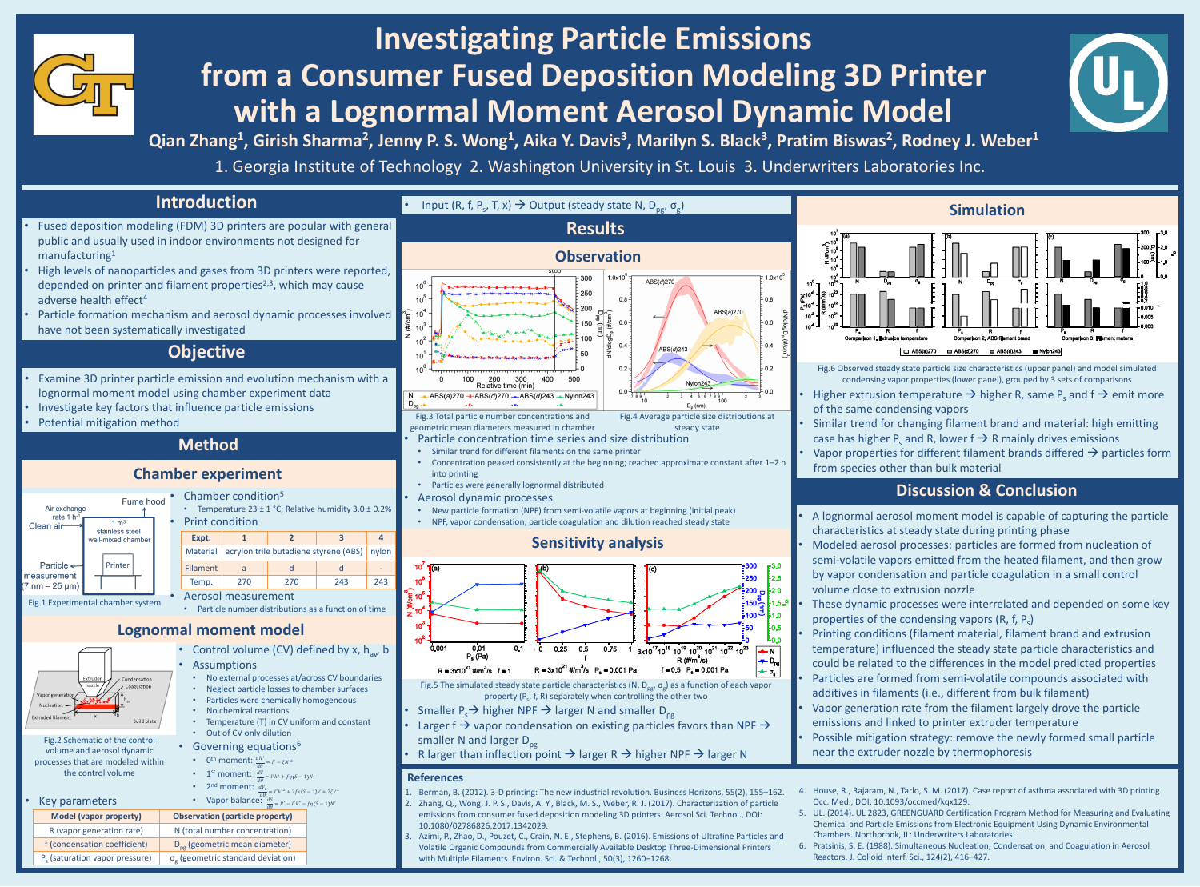# Investigating Particle Emissions from a Consumer Fused Deposition Modeling 3D Printer with a Lognormal Moment Aerosol Dynamic Model

**Qian Zhang[1], Girish Sharma[2], Jenny P. S. Wong[1], Aika Y. Davis[3], Marilyn S. Black[3], Pratim Biswas[2], Rodney J. Weber[1]**

1. Georgia Institute of Technology 2. Washington University in St. Louis 3. Underwriters Laboratories Inc.

## Introduction

- Fused deposition modeling (FDM) 3D printers are popular with general public and usually used in indoor environments not designed for manufacturing[1]
- High levels of nanoparticles and gases from 3D printers were reported, depended on printer and filament properties[2,3], which may cause adverse health effect[4]
- Particle formation mechanism and aerosol dynamic processes involved have not been systematically investigated

## Objective

- Examine 3D printer particle emission and evolution mechanism with a lognormal moment model using chamber experiment data
- Investigate key factors that influence particle emissions
- Potential mitigation method

## Method

### Chamber experiment

Fume hood
Air exchange rate 1 h⁻¹
Clean air
1 m³ stainless steel well-mixed chamber
Particle measurement (7 nm – 25 μm)
Printer

Fig.1 Experimental chamber system

- Chamber condition[5]
  - Temperature 23 ± 1 °C; Relative humidity 3.0 ± 0.2%
- Print condition

| Expt. | 1 | 2 | 3 | 4 |
|---|---|---|---|---|
| Material | acrylonitrile butadiene styrene (ABS) | | | nylon |
| Filament | a | d | d | - |
| Temp. | 270 | 270 | 243 | 243 |

- Aerosol measurement
  - Particle number distributions as a function of time

### Lognormal moment model

Extruder nozzle
Condensation
Coagulation
Vapor generation
Nucleation
Extruded filament
Build plate

Fig.2 Schematic of the control volume and aerosol dynamic processes that are modeled within the control volume

- Control volume (CV) defined by x, $h_{av}$, b
- Assumptions
  - No external processes at/across CV boundaries
  - Neglect particle losses to chamber surfaces
  - Particles were chemically homogeneous
  - No chemical reactions
  - Temperature (T) in CV uniform and constant
  - Out of CV only dilution
- Governing equations[6]
  - 0th moment: $\frac{dN'}{d\theta} = I' - \xi N'^2$
  - 1st moment: $\frac{dV'}{d\theta} = I'k^* + f\eta(S-1)N'$
  - 2nd moment: $\frac{dV_2'}{d\theta} = I'k^{*2} + 2f\varsigma(S-1)V' + 2\zeta V'^2$
  - Vapor balance: $\frac{dS}{d\theta} = R' - I'k^* - f\eta(S-1)N'$

- Key parameters

| Model (vapor property) | Observation (particle property) |
|---|---|
| R (vapor generation rate) | N (total number concentration) |
| f (condensation coefficient) | $D_{pg}$ (geometric mean diameter) |
| $P_s$ (saturation vapor pressure) | $\sigma_g$ (geometric standard deviation) |

- Input (R, f, $P_s$, T, x) → Output (steady state N, $D_{pg}$, $\sigma_g$)

## Results

### Observation

Fig.3 Total particle number concentrations and geometric mean diameters measured in chamber

Fig.4 Average particle size distributions at steady state

- Particle concentration time series and size distribution
  - Similar trend for different filaments on the same printer
  - Concentration peaked consistently at the beginning; reached approximate constant after 1–2 h into printing
  - Particles were generally lognormal distributed
- Aerosol dynamic processes
  - New particle formation (NPF) from semi-volatile vapors at beginning (initial peak)
  - NPF, vapor condensation, particle coagulation and dilution reached steady state

### Sensitivity analysis

(a) R = 3x10²¹ #/m³/s f = 1
(b) R = 3x10²¹ #/m³/s $P_s$ = 0.001 Pa
(c) f = 0.5 $P_s$ = 0.001 Pa

Fig.5 The simulated steady state particle characteristics (N, $D_{pg}$, $\sigma_g$) as a function of each vapor property ($P_s$, f, R) separately when controlling the other two

- Smaller $P_s$ → higher NPF → larger N and smaller $D_{pg}$
- Larger f → vapor condensation on existing particles favors than NPF → smaller N and larger $D_{pg}$
- R larger than inflection point → larger R → higher NPF → larger N

## Simulation

Comparison 1: Extrusion temperature
Comparison 2: ABS filament brand
Comparison 3: Filament material

Fig.6 Observed steady state particle size characteristics (upper panel) and model simulated condensing vapor properties (lower panel), grouped by 3 sets of comparisons

- Higher extrusion temperature → higher R, same $P_s$ and f → emit more of the same condensing vapors
- Similar trend for changing filament brand and material: high emitting case has higher $P_s$ and R, lower f → R mainly drives emissions
- Vapor properties for different filament brands differed → particles form from species other than bulk material

## Discussion & Conclusion

- A lognormal aerosol moment model is capable of capturing the particle characteristics at steady state during printing phase
- Modeled aerosol processes: particles are formed from nucleation of semi-volatile vapors emitted from the heated filament, and then grow by vapor condensation and particle coagulation in a small control volume close to extrusion nozzle
- These dynamic processes were interrelated and depended on some key properties of the condensing vapors (R, f, $P_s$)
- Printing conditions (filament material, filament brand and extrusion temperature) influenced the steady state particle characteristics and could be related to the differences in the model predicted properties
- Particles are formed from semi-volatile compounds associated with additives in filaments (i.e., different from bulk filament)
- Vapor generation rate from the filament largely drove the particle emissions and linked to printer extruder temperature
- Possible mitigation strategy: remove the newly formed small particle near the extruder nozzle by thermophoresis

## References

1. Berman, B. (2012). 3-D printing: The new industrial revolution. Business Horizons, 55(2), 155–162.
2. Zhang, Q., Wong, J. P. S., Davis, A. Y., Black, M. S., Weber, R. J. (2017). Characterization of particle emissions from consumer fused deposition modeling 3D printers. Aerosol Sci. Technol., DOI: 10.1080/02786826.2017.1342029.
3. Azimi, P., Zhao, D., Pouzet, C., Crain, N. E., Stephens, B. (2016). Emissions of Ultrafine Particles and Volatile Organic Compounds from Commercially Available Desktop Three-Dimensional Printers with Multiple Filaments. Environ. Sci. & Technol., 50(3), 1260–1268.
4. House, R., Rajaram, N., Tarlo, S. M. (2017). Case report of asthma associated with 3D printing. Occ. Med., DOI: 10.1093/occmed/kqx129.
5. UL. (2014). UL 2823, GREENGUARD Certification Program Method for Measuring and Evaluating Chemical and Particle Emissions from Electronic Equipment Using Dynamic Environmental Chambers. Northbrook, IL: Underwriters Laboratories.
6. Pratsinis, S. E. (1988). Simultaneous Nucleation, Condensation, and Coagulation in Aerosol Reactors. J. Colloid Interf. Sci., 124(2), 416–427.